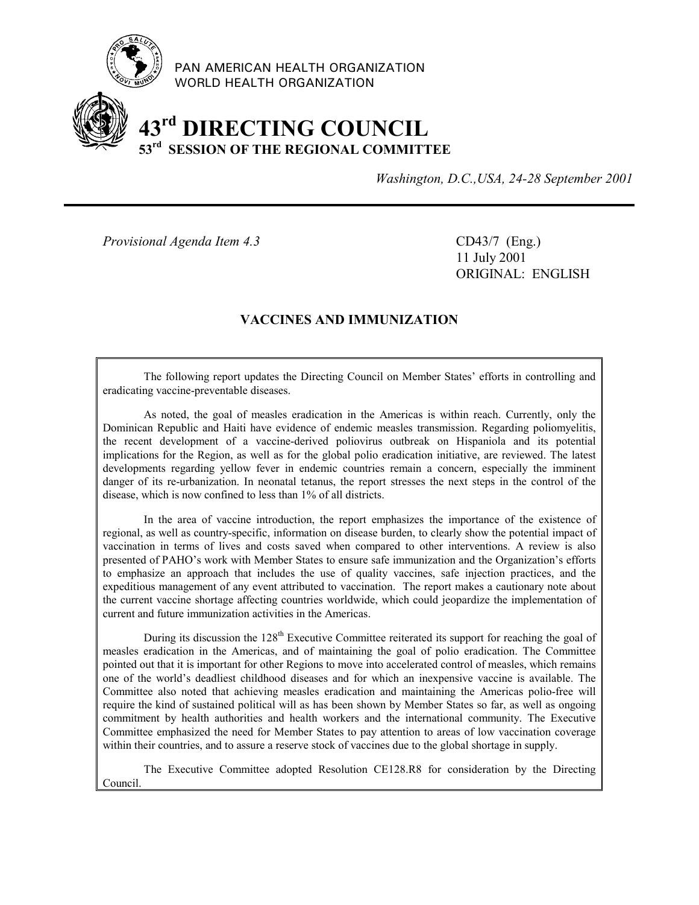PAN AMERICAN HEALTH ORGANIZATION
WORLD HEALTH ORGANIZATION

# 43rd DIRECTING COUNCIL
## 53rd SESSION OF THE REGIONAL COMMITTEE

*Washington, D.C.,USA, 24-28 September 2001*

---

*Provisional Agenda Item 4.3*

CD43/7 (Eng.)
11 July 2001
ORIGINAL: ENGLISH

## VACCINES AND IMMUNIZATION

The following report updates the Directing Council on Member States' efforts in controlling and eradicating vaccine-preventable diseases.

As noted, the goal of measles eradication in the Americas is within reach. Currently, only the Dominican Republic and Haiti have evidence of endemic measles transmission. Regarding poliomyelitis, the recent development of a vaccine-derived poliovirus outbreak on Hispaniola and its potential implications for the Region, as well as for the global polio eradication initiative, are reviewed. The latest developments regarding yellow fever in endemic countries remain a concern, especially the imminent danger of its re-urbanization. In neonatal tetanus, the report stresses the next steps in the control of the disease, which is now confined to less than 1% of all districts.

In the area of vaccine introduction, the report emphasizes the importance of the existence of regional, as well as country-specific, information on disease burden, to clearly show the potential impact of vaccination in terms of lives and costs saved when compared to other interventions. A review is also presented of PAHO's work with Member States to ensure safe immunization and the Organization's efforts to emphasize an approach that includes the use of quality vaccines, safe injection practices, and the expeditious management of any event attributed to vaccination. The report makes a cautionary note about the current vaccine shortage affecting countries worldwide, which could jeopardize the implementation of current and future immunization activities in the Americas.

During its discussion the 128th Executive Committee reiterated its support for reaching the goal of measles eradication in the Americas, and of maintaining the goal of polio eradication. The Committee pointed out that it is important for other Regions to move into accelerated control of measles, which remains one of the world's deadliest childhood diseases and for which an inexpensive vaccine is available. The Committee also noted that achieving measles eradication and maintaining the Americas polio-free will require the kind of sustained political will as has been shown by Member States so far, as well as ongoing commitment by health authorities and health workers and the international community. The Executive Committee emphasized the need for Member States to pay attention to areas of low vaccination coverage within their countries, and to assure a reserve stock of vaccines due to the global shortage in supply.

The Executive Committee adopted Resolution CE128.R8 for consideration by the Directing Council.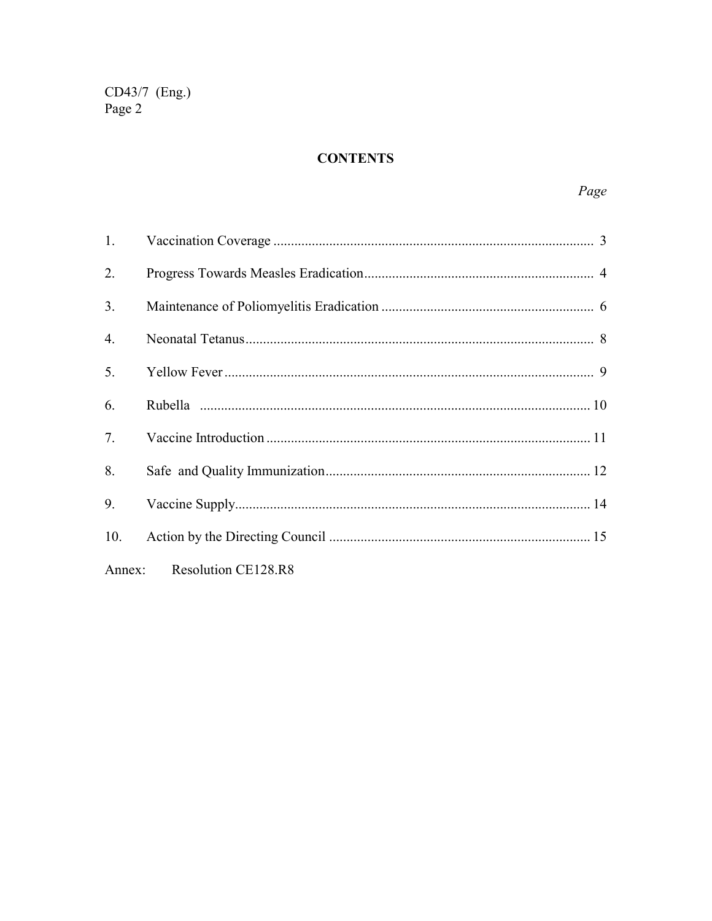## CONTENTS

| | | *Page* |
|---|---|---|
| 1. | Vaccination Coverage | 3 |
| 2. | Progress Towards Measles Eradication | 4 |
| 3. | Maintenance of Poliomyelitis Eradication | 6 |
| 4. | Neonatal Tetanus | 8 |
| 5. | Yellow Fever | 9 |
| 6. | Rubella | 10 |
| 7. | Vaccine Introduction | 11 |
| 8. | Safe and Quality Immunization | 12 |
| 9. | Vaccine Supply | 14 |
| 10. | Action by the Directing Council | 15 |

Annex: Resolution CE128.R8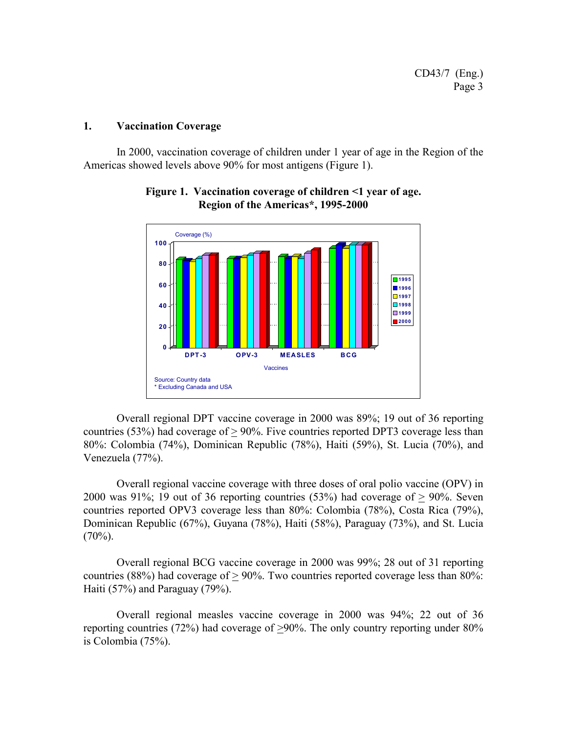## 1. Vaccination Coverage

In 2000, vaccination coverage of children under 1 year of age in the Region of the Americas showed levels above 90% for most antigens (Figure 1).

**Figure 1. Vaccination coverage of children <1 year of age. Region of the Americas*, 1995-2000**

Source: Country data
* Excluding Canada and USA

Overall regional DPT vaccine coverage in 2000 was 89%; 19 out of 36 reporting countries (53%) had coverage of ≥ 90%. Five countries reported DPT3 coverage less than 80%: Colombia (74%), Dominican Republic (78%), Haiti (59%), St. Lucia (70%), and Venezuela (77%).

Overall regional vaccine coverage with three doses of oral polio vaccine (OPV) in 2000 was 91%; 19 out of 36 reporting countries (53%) had coverage of ≥ 90%. Seven countries reported OPV3 coverage less than 80%: Colombia (78%), Costa Rica (79%), Dominican Republic (67%), Guyana (78%), Haiti (58%), Paraguay (73%), and St. Lucia (70%).

Overall regional BCG vaccine coverage in 2000 was 99%; 28 out of 31 reporting countries (88%) had coverage of ≥ 90%. Two countries reported coverage less than 80%: Haiti (57%) and Paraguay (79%).

Overall regional measles vaccine coverage in 2000 was 94%; 22 out of 36 reporting countries (72%) had coverage of ≥90%. The only country reporting under 80% is Colombia (75%).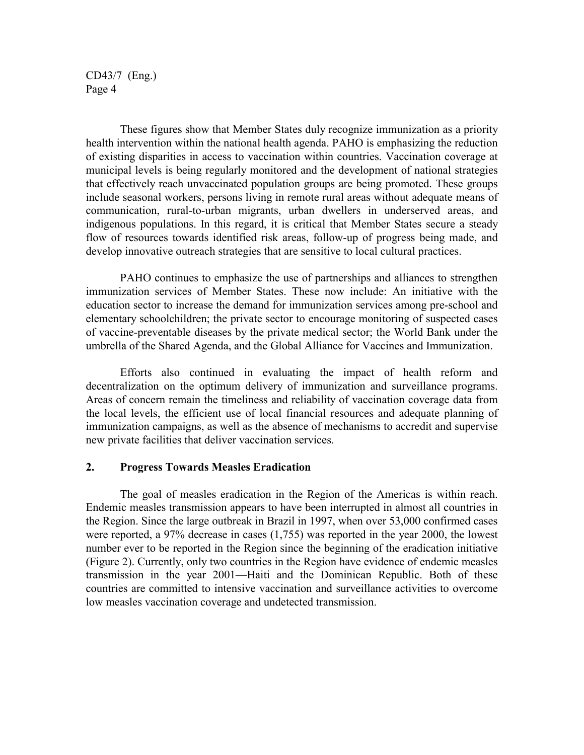These figures show that Member States duly recognize immunization as a priority health intervention within the national health agenda. PAHO is emphasizing the reduction of existing disparities in access to vaccination within countries. Vaccination coverage at municipal levels is being regularly monitored and the development of national strategies that effectively reach unvaccinated population groups are being promoted. These groups include seasonal workers, persons living in remote rural areas without adequate means of communication, rural-to-urban migrants, urban dwellers in underserved areas, and indigenous populations. In this regard, it is critical that Member States secure a steady flow of resources towards identified risk areas, follow-up of progress being made, and develop innovative outreach strategies that are sensitive to local cultural practices.

PAHO continues to emphasize the use of partnerships and alliances to strengthen immunization services of Member States. These now include: An initiative with the education sector to increase the demand for immunization services among pre-school and elementary schoolchildren; the private sector to encourage monitoring of suspected cases of vaccine-preventable diseases by the private medical sector; the World Bank under the umbrella of the Shared Agenda, and the Global Alliance for Vaccines and Immunization.

Efforts also continued in evaluating the impact of health reform and decentralization on the optimum delivery of immunization and surveillance programs. Areas of concern remain the timeliness and reliability of vaccination coverage data from the local levels, the efficient use of local financial resources and adequate planning of immunization campaigns, as well as the absence of mechanisms to accredit and supervise new private facilities that deliver vaccination services.

## 2. Progress Towards Measles Eradication

The goal of measles eradication in the Region of the Americas is within reach. Endemic measles transmission appears to have been interrupted in almost all countries in the Region. Since the large outbreak in Brazil in 1997, when over 53,000 confirmed cases were reported, a 97% decrease in cases (1,755) was reported in the year 2000, the lowest number ever to be reported in the Region since the beginning of the eradication initiative (Figure 2). Currently, only two countries in the Region have evidence of endemic measles transmission in the year 2001—Haiti and the Dominican Republic. Both of these countries are committed to intensive vaccination and surveillance activities to overcome low measles vaccination coverage and undetected transmission.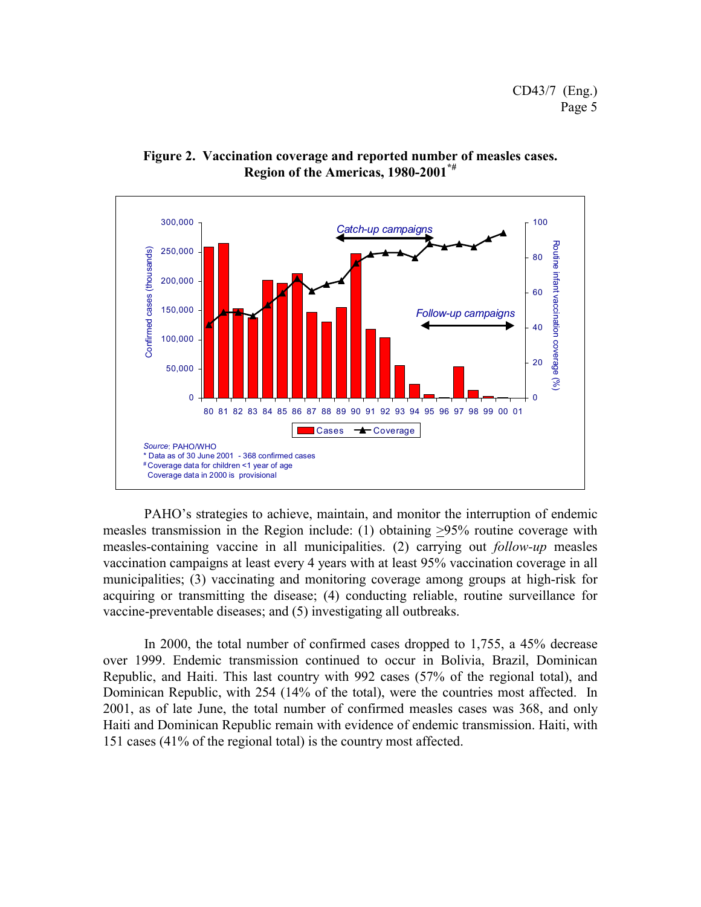**Figure 2. Vaccination coverage and reported number of measles cases. Region of the Americas, 1980-2001*#**

*Source*: PAHO/WHO
\* Data as of 30 June 2001 - 368 confirmed cases
# Coverage data for children <1 year of age
Coverage data in 2000 is provisional

PAHO's strategies to achieve, maintain, and monitor the interruption of endemic measles transmission in the Region include: (1) obtaining ≥95% routine coverage with measles-containing vaccine in all municipalities. (2) carrying out *follow-up* measles vaccination campaigns at least every 4 years with at least 95% vaccination coverage in all municipalities; (3) vaccinating and monitoring coverage among groups at high-risk for acquiring or transmitting the disease; (4) conducting reliable, routine surveillance for vaccine-preventable diseases; and (5) investigating all outbreaks.

In 2000, the total number of confirmed cases dropped to 1,755, a 45% decrease over 1999. Endemic transmission continued to occur in Bolivia, Brazil, Dominican Republic, and Haiti. This last country with 992 cases (57% of the regional total), and Dominican Republic, with 254 (14% of the total), were the countries most affected. In 2001, as of late June, the total number of confirmed measles cases was 368, and only Haiti and Dominican Republic remain with evidence of endemic transmission. Haiti, with 151 cases (41% of the regional total) is the country most affected.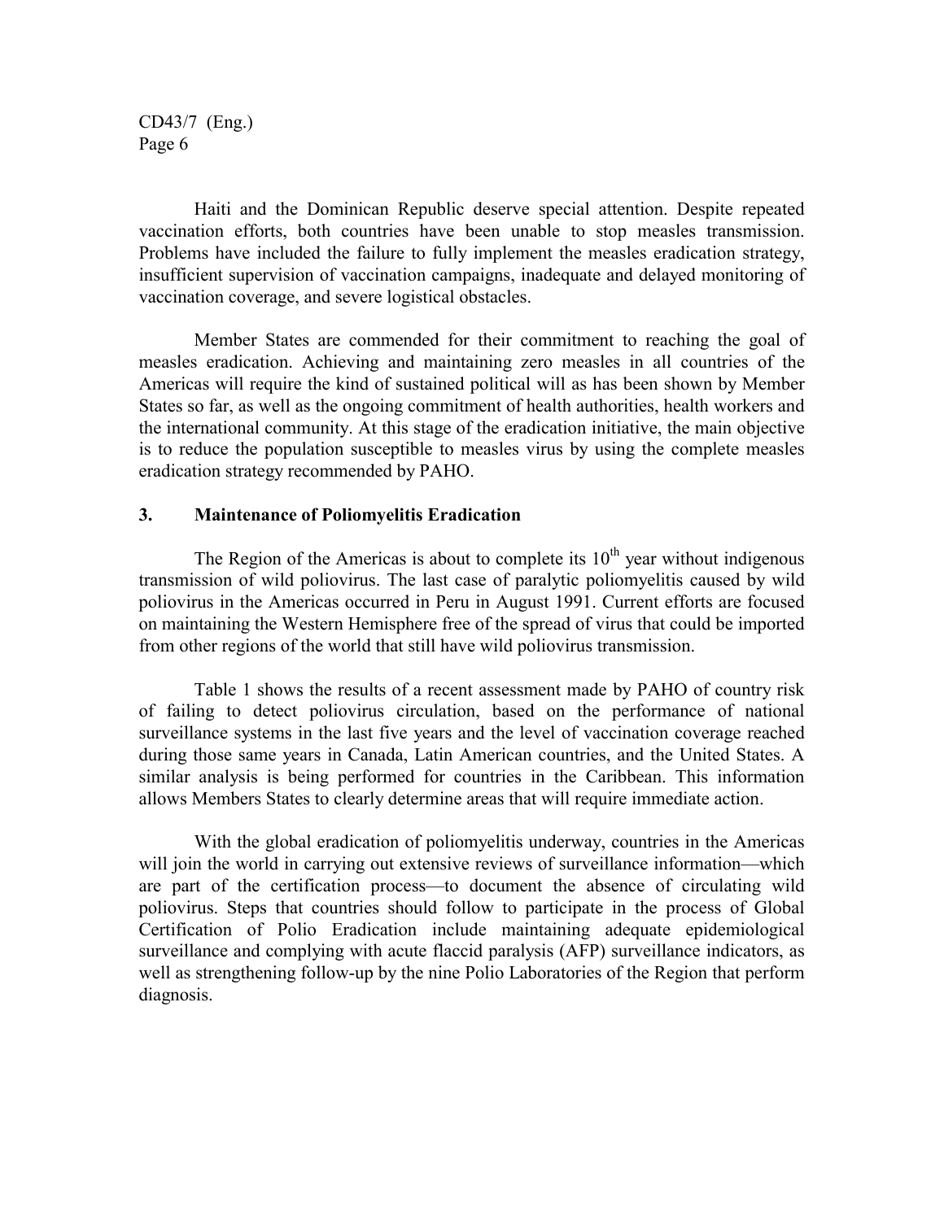Haiti and the Dominican Republic deserve special attention. Despite repeated vaccination efforts, both countries have been unable to stop measles transmission. Problems have included the failure to fully implement the measles eradication strategy, insufficient supervision of vaccination campaigns, inadequate and delayed monitoring of vaccination coverage, and severe logistical obstacles.

Member States are commended for their commitment to reaching the goal of measles eradication. Achieving and maintaining zero measles in all countries of the Americas will require the kind of sustained political will as has been shown by Member States so far, as well as the ongoing commitment of health authorities, health workers and the international community. At this stage of the eradication initiative, the main objective is to reduce the population susceptible to measles virus by using the complete measles eradication strategy recommended by PAHO.

## 3. Maintenance of Poliomyelitis Eradication

The Region of the Americas is about to complete its 10th year without indigenous transmission of wild poliovirus. The last case of paralytic poliomyelitis caused by wild poliovirus in the Americas occurred in Peru in August 1991. Current efforts are focused on maintaining the Western Hemisphere free of the spread of virus that could be imported from other regions of the world that still have wild poliovirus transmission.

Table 1 shows the results of a recent assessment made by PAHO of country risk of failing to detect poliovirus circulation, based on the performance of national surveillance systems in the last five years and the level of vaccination coverage reached during those same years in Canada, Latin American countries, and the United States. A similar analysis is being performed for countries in the Caribbean. This information allows Members States to clearly determine areas that will require immediate action.

With the global eradication of poliomyelitis underway, countries in the Americas will join the world in carrying out extensive reviews of surveillance information—which are part of the certification process—to document the absence of circulating wild poliovirus. Steps that countries should follow to participate in the process of Global Certification of Polio Eradication include maintaining adequate epidemiological surveillance and complying with acute flaccid paralysis (AFP) surveillance indicators, as well as strengthening follow-up by the nine Polio Laboratories of the Region that perform diagnosis.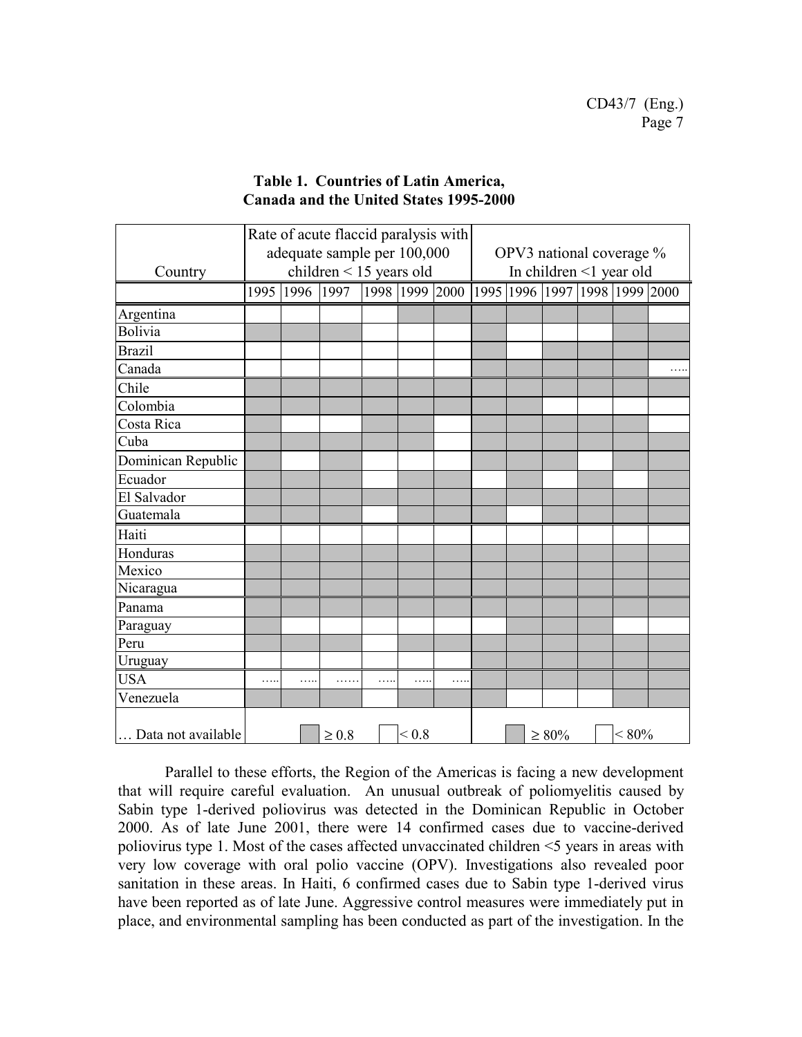**Table 1. Countries of Latin America, Canada and the United States 1995-2000**

| Country | Rate of acute flaccid paralysis with adequate sample per 100,000 children < 15 years old | | | | | | OPV3 national coverage % In children <1 year old | | | | | |
|---|---|---|---|---|---|---|---|---|---|---|---|---|
| | 1995 | 1996 | 1997 | 1998 | 1999 | 2000 | 1995 | 1996 | 1997 | 1998 | 1999 | 2000 |
| Argentina | < 0.8 | < 0.8 | < 0.8 | < 0.8 | ≥ 0.8 | ≥ 0.8 | ≥ 80% | ≥ 80% | ≥ 80% | ≥ 80% | ≥ 80% | < 80% |
| Bolivia | ≥ 0.8 | ≥ 0.8 | ≥ 0.8 | < 0.8 | < 0.8 | < 0.8 | ≥ 80% | < 80% | < 80% | < 80% | ≥ 80% | ≥ 80% |
| Brazil | < 0.8 | < 0.8 | < 0.8 | < 0.8 | < 0.8 | < 0.8 | ≥ 80% | < 80% | ≥ 80% | ≥ 80% | ≥ 80% | ≥ 80% |
| Canada | < 0.8 | < 0.8 | < 0.8 | < 0.8 | < 0.8 | < 0.8 | ≥ 80% | ≥ 80% | ≥ 80% | ≥ 80% | ≥ 80% | ….. |
| Chile | ≥ 0.8 | ≥ 0.8 | ≥ 0.8 | ≥ 0.8 | ≥ 0.8 | ≥ 0.8 | ≥ 80% | ≥ 80% | ≥ 80% | ≥ 80% | ≥ 80% | ≥ 80% |
| Colombia | ≥ 0.8 | ≥ 0.8 | ≥ 0.8 | ≥ 0.8 | ≥ 0.8 | ≥ 0.8 | ≥ 80% | ≥ 80% | < 80% | < 80% | < 80% | < 80% |
| Costa Rica | ≥ 0.8 | < 0.8 | < 0.8 | ≥ 0.8 | ≥ 0.8 | < 0.8 | ≥ 80% | ≥ 80% | ≥ 80% | ≥ 80% | ≥ 80% | < 80% |
| Cuba | ≥ 0.8 | ≥ 0.8 | ≥ 0.8 | ≥ 0.8 | ≥ 0.8 | < 0.8 | ≥ 80% | ≥ 80% | ≥ 80% | ≥ 80% | ≥ 80% | ≥ 80% |
| Dominican Republic | ≥ 0.8 | < 0.8 | ≥ 0.8 | < 0.8 | < 0.8 | < 0.8 | ≥ 80% | ≥ 80% | ≥ 80% | < 80% | ≥ 80% | ≥ 80% |
| Ecuador | ≥ 0.8 | ≥ 0.8 | ≥ 0.8 | < 0.8 | ≥ 0.8 | ≥ 0.8 | < 80% | ≥ 80% | < 80% | ≥ 80% | < 80% | ≥ 80% |
| El Salvador | ≥ 0.8 | ≥ 0.8 | ≥ 0.8 | ≥ 0.8 | ≥ 0.8 | ≥ 0.8 | ≥ 80% | ≥ 80% | ≥ 80% | ≥ 80% | ≥ 80% | ≥ 80% |
| Guatemala | ≥ 0.8 | ≥ 0.8 | ≥ 0.8 | < 0.8 | ≥ 0.8 | ≥ 0.8 | ≥ 80% | < 80% | ≥ 80% | ≥ 80% | ≥ 80% | ≥ 80% |
| Haiti | < 0.8 | < 0.8 | < 0.8 | < 0.8 | < 0.8 | < 0.8 | < 80% | < 80% | < 80% | < 80% | < 80% | < 80% |
| Honduras | ≥ 0.8 | ≥ 0.8 | ≥ 0.8 | ≥ 0.8 | ≥ 0.8 | ≥ 0.8 | ≥ 80% | ≥ 80% | ≥ 80% | ≥ 80% | ≥ 80% | ≥ 80% |
| Mexico | ≥ 0.8 | ≥ 0.8 | ≥ 0.8 | ≥ 0.8 | ≥ 0.8 | ≥ 0.8 | ≥ 80% | ≥ 80% | ≥ 80% | ≥ 80% | ≥ 80% | ≥ 80% |
| Nicaragua | ≥ 0.8 | ≥ 0.8 | ≥ 0.8 | ≥ 0.8 | ≥ 0.8 | ≥ 0.8 | ≥ 80% | ≥ 80% | ≥ 80% | ≥ 80% | ≥ 80% | ≥ 80% |
| Panama | ≥ 0.8 | ≥ 0.8 | ≥ 0.8 | ≥ 0.8 | ≥ 0.8 | ≥ 0.8 | ≥ 80% | ≥ 80% | ≥ 80% | ≥ 80% | ≥ 80% | ≥ 80% |
| Paraguay | ≥ 0.8 | < 0.8 | < 0.8 | < 0.8 | < 0.8 | < 0.8 | < 80% | ≥ 80% | ≥ 80% | ≥ 80% | < 80% | < 80% |
| Peru | ≥ 0.8 | ≥ 0.8 | ≥ 0.8 | < 0.8 | ≥ 0.8 | ≥ 0.8 | ≥ 80% | ≥ 80% | ≥ 80% | ≥ 80% | ≥ 80% | ≥ 80% |
| Uruguay | < 0.8 | < 0.8 | < 0.8 | < 0.8 | < 0.8 | < 0.8 | ≥ 80% | ≥ 80% | ≥ 80% | ≥ 80% | ≥ 80% | ≥ 80% |
| USA | ….. | ….. | ….. | ….. | ….. | ….. | ≥ 80% | ≥ 80% | ≥ 80% | ≥ 80% | ≥ 80% | ≥ 80% |
| Venezuela | ≥ 0.8 | ≥ 0.8 | ≥ 0.8 | < 0.8 | ≥ 0.8 | ≥ 0.8 | ≥ 80% | < 80% | < 80% | < 80% | ≥ 80% | ≥ 80% |

… Data not available; shaded cells: ≥ 0.8 / ≥ 80%; unshaded cells: < 0.8 / < 80%

Parallel to these efforts, the Region of the Americas is facing a new development that will require careful evaluation. An unusual outbreak of poliomyelitis caused by Sabin type 1-derived poliovirus was detected in the Dominican Republic in October 2000. As of late June 2001, there were 14 confirmed cases due to vaccine-derived poliovirus type 1. Most of the cases affected unvaccinated children <5 years in areas with very low coverage with oral polio vaccine (OPV). Investigations also revealed poor sanitation in these areas. In Haiti, 6 confirmed cases due to Sabin type 1-derived virus have been reported as of late June. Aggressive control measures were immediately put in place, and environmental sampling has been conducted as part of the investigation. In the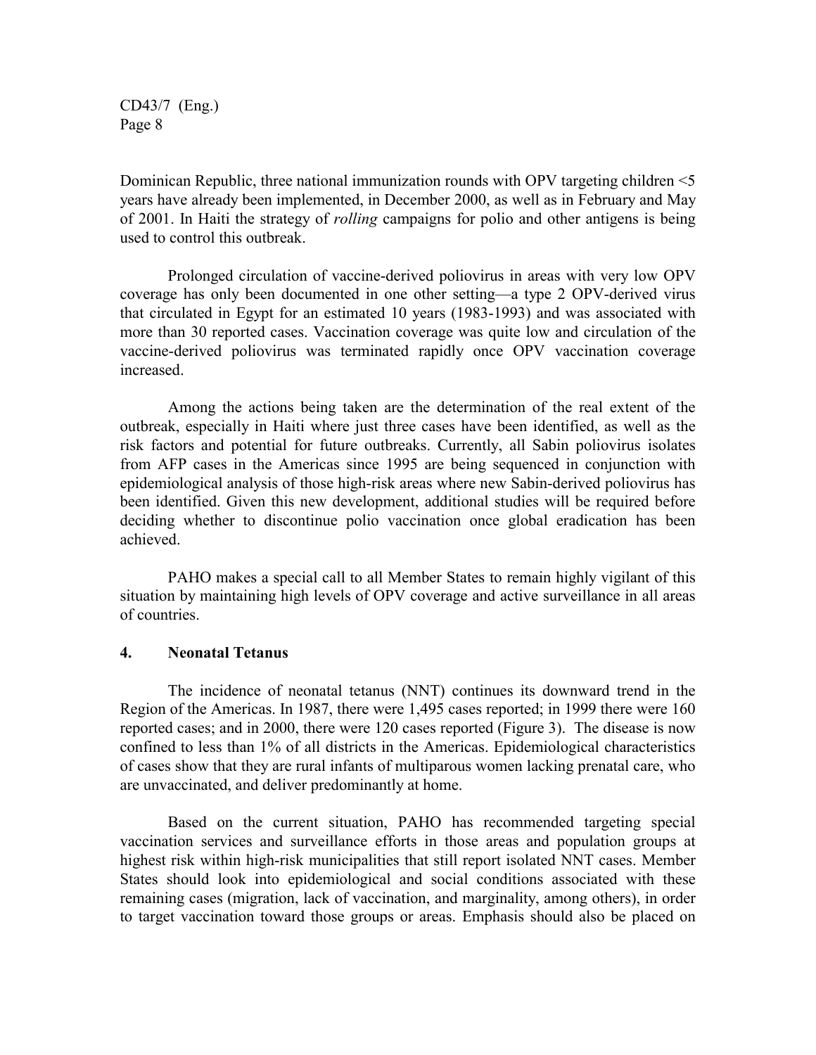Dominican Republic, three national immunization rounds with OPV targeting children <5 years have already been implemented, in December 2000, as well as in February and May of 2001. In Haiti the strategy of *rolling* campaigns for polio and other antigens is being used to control this outbreak.

Prolonged circulation of vaccine-derived poliovirus in areas with very low OPV coverage has only been documented in one other setting—a type 2 OPV-derived virus that circulated in Egypt for an estimated 10 years (1983-1993) and was associated with more than 30 reported cases. Vaccination coverage was quite low and circulation of the vaccine-derived poliovirus was terminated rapidly once OPV vaccination coverage increased.

Among the actions being taken are the determination of the real extent of the outbreak, especially in Haiti where just three cases have been identified, as well as the risk factors and potential for future outbreaks. Currently, all Sabin poliovirus isolates from AFP cases in the Americas since 1995 are being sequenced in conjunction with epidemiological analysis of those high-risk areas where new Sabin-derived poliovirus has been identified. Given this new development, additional studies will be required before deciding whether to discontinue polio vaccination once global eradication has been achieved.

PAHO makes a special call to all Member States to remain highly vigilant of this situation by maintaining high levels of OPV coverage and active surveillance in all areas of countries.

## 4. Neonatal Tetanus

The incidence of neonatal tetanus (NNT) continues its downward trend in the Region of the Americas. In 1987, there were 1,495 cases reported; in 1999 there were 160 reported cases; and in 2000, there were 120 cases reported (Figure 3). The disease is now confined to less than 1% of all districts in the Americas. Epidemiological characteristics of cases show that they are rural infants of multiparous women lacking prenatal care, who are unvaccinated, and deliver predominantly at home.

Based on the current situation, PAHO has recommended targeting special vaccination services and surveillance efforts in those areas and population groups at highest risk within high-risk municipalities that still report isolated NNT cases. Member States should look into epidemiological and social conditions associated with these remaining cases (migration, lack of vaccination, and marginality, among others), in order to target vaccination toward those groups or areas. Emphasis should also be placed on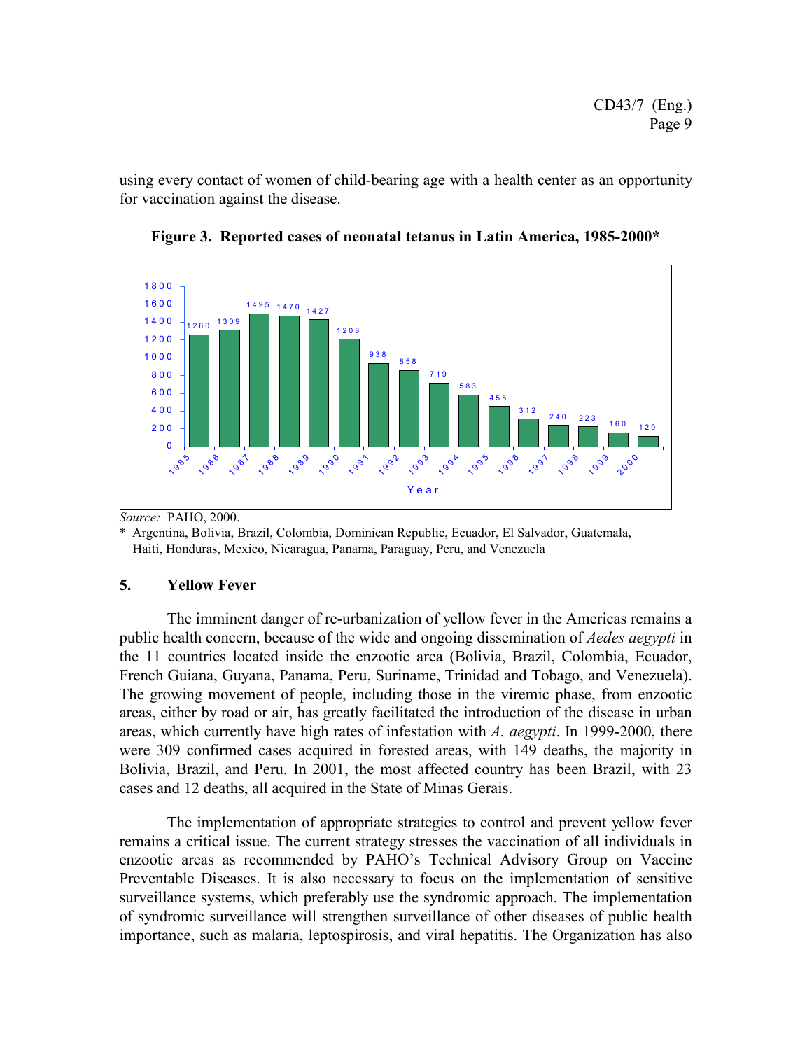using every contact of women of child-bearing age with a health center as an opportunity for vaccination against the disease.

**Figure 3. Reported cases of neonatal tetanus in Latin America, 1985-2000***

| Year | Cases |
|---|---|
| 1985 | 1260 |
| 1986 | 1309 |
| 1987 | 1495 |
| 1988 | 1470 |
| 1989 | 1427 |
| 1990 | 1208 |
| 1991 | 938 |
| 1992 | 858 |
| 1993 | 719 |
| 1994 | 583 |
| 1995 | 455 |
| 1996 | 312 |
| 1997 | 240 |
| 1998 | 223 |
| 1999 | 160 |
| 2000 | 120 |

*Source:* PAHO, 2000.

\* Argentina, Bolivia, Brazil, Colombia, Dominican Republic, Ecuador, El Salvador, Guatemala, Haiti, Honduras, Mexico, Nicaragua, Panama, Paraguay, Peru, and Venezuela

## 5. Yellow Fever

The imminent danger of re-urbanization of yellow fever in the Americas remains a public health concern, because of the wide and ongoing dissemination of *Aedes aegypti* in the 11 countries located inside the enzootic area (Bolivia, Brazil, Colombia, Ecuador, French Guiana, Guyana, Panama, Peru, Suriname, Trinidad and Tobago, and Venezuela). The growing movement of people, including those in the viremic phase, from enzootic areas, either by road or air, has greatly facilitated the introduction of the disease in urban areas, which currently have high rates of infestation with *A. aegypti*. In 1999-2000, there were 309 confirmed cases acquired in forested areas, with 149 deaths, the majority in Bolivia, Brazil, and Peru. In 2001, the most affected country has been Brazil, with 23 cases and 12 deaths, all acquired in the State of Minas Gerais.

The implementation of appropriate strategies to control and prevent yellow fever remains a critical issue. The current strategy stresses the vaccination of all individuals in enzootic areas as recommended by PAHO's Technical Advisory Group on Vaccine Preventable Diseases. It is also necessary to focus on the implementation of sensitive surveillance systems, which preferably use the syndromic approach. The implementation of syndromic surveillance will strengthen surveillance of other diseases of public health importance, such as malaria, leptospirosis, and viral hepatitis. The Organization has also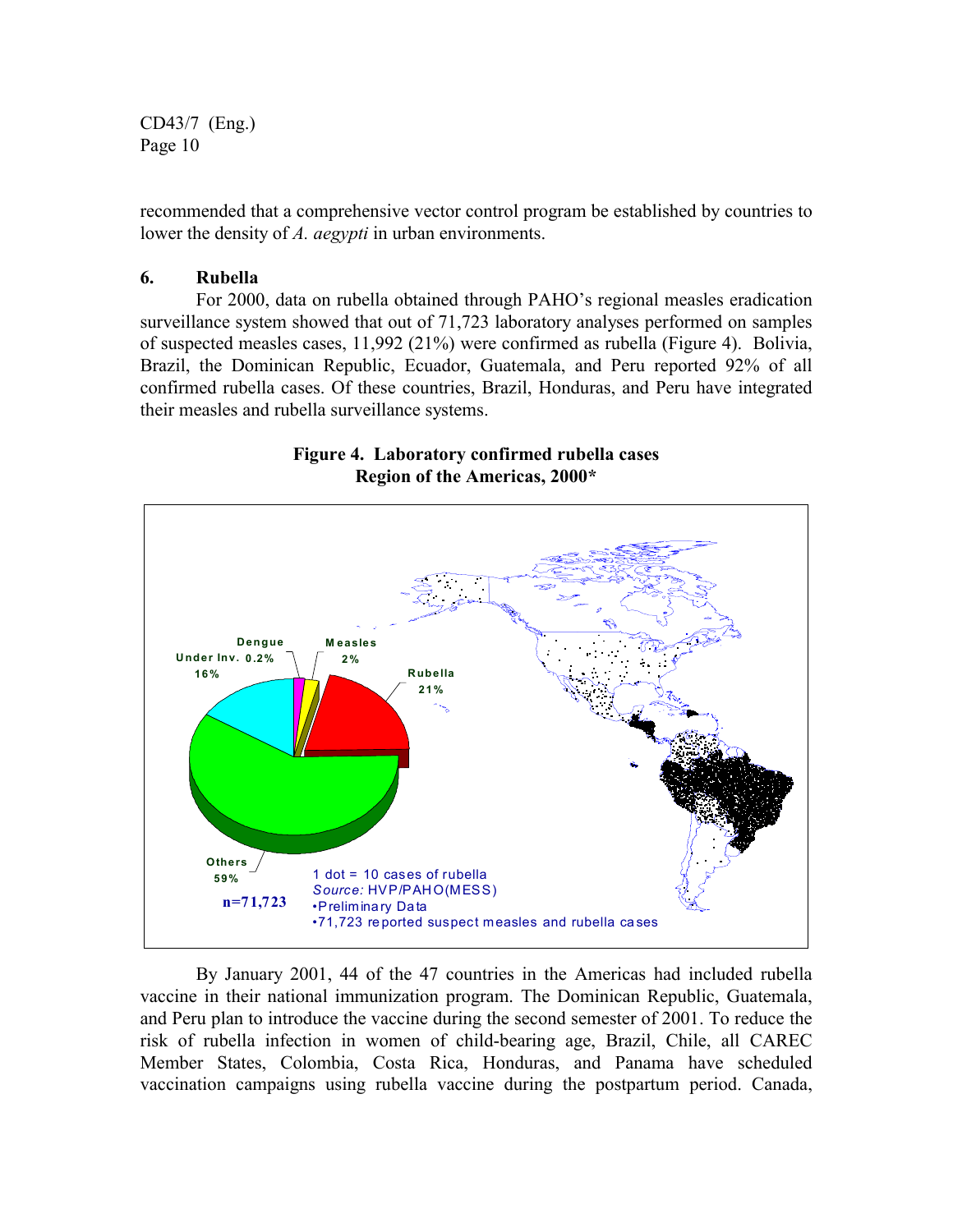recommended that a comprehensive vector control program be established by countries to lower the density of *A. aegypti* in urban environments.

### 6. Rubella

For 2000, data on rubella obtained through PAHO's regional measles eradication surveillance system showed that out of 71,723 laboratory analyses performed on samples of suspected measles cases, 11,992 (21%) were confirmed as rubella (Figure 4). Bolivia, Brazil, the Dominican Republic, Ecuador, Guatemala, and Peru reported 92% of all confirmed rubella cases. Of these countries, Brazil, Honduras, and Peru have integrated their measles and rubella surveillance systems.

**Figure 4. Laboratory confirmed rubella cases Region of the Americas, 2000***

Dengue 0.2%
Measles 2%
Rubella 21%
Under Inv. 16%
Others 59%

n=71,723

1 dot = 10 cases of rubella
*Source:* HVP/PAHO(MESS)
•Preliminary Data
•71,723 reported suspect measles and rubella cases

By January 2001, 44 of the 47 countries in the Americas had included rubella vaccine in their national immunization program. The Dominican Republic, Guatemala, and Peru plan to introduce the vaccine during the second semester of 2001. To reduce the risk of rubella infection in women of child-bearing age, Brazil, Chile, all CAREC Member States, Colombia, Costa Rica, Honduras, and Panama have scheduled vaccination campaigns using rubella vaccine during the postpartum period. Canada,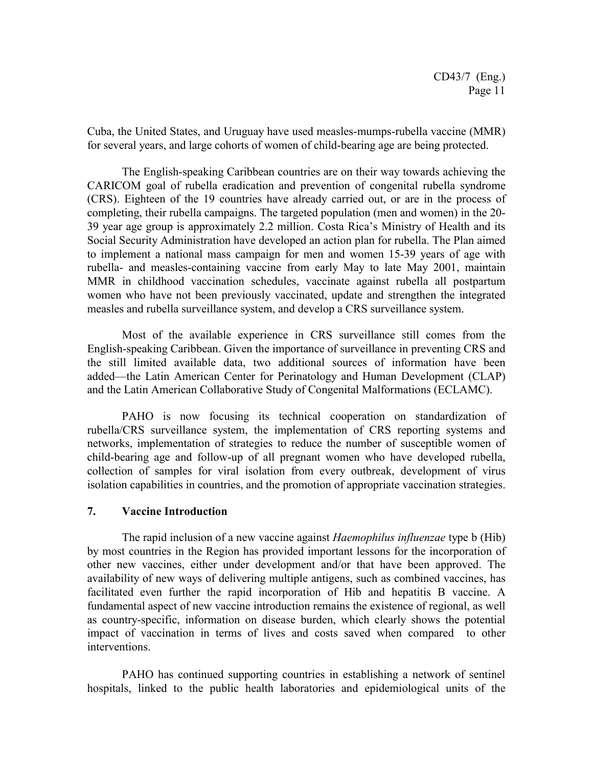Cuba, the United States, and Uruguay have used measles-mumps-rubella vaccine (MMR) for several years, and large cohorts of women of child-bearing age are being protected.

The English-speaking Caribbean countries are on their way towards achieving the CARICOM goal of rubella eradication and prevention of congenital rubella syndrome (CRS). Eighteen of the 19 countries have already carried out, or are in the process of completing, their rubella campaigns. The targeted population (men and women) in the 20-39 year age group is approximately 2.2 million. Costa Rica's Ministry of Health and its Social Security Administration have developed an action plan for rubella. The Plan aimed to implement a national mass campaign for men and women 15-39 years of age with rubella- and measles-containing vaccine from early May to late May 2001, maintain MMR in childhood vaccination schedules, vaccinate against rubella all postpartum women who have not been previously vaccinated, update and strengthen the integrated measles and rubella surveillance system, and develop a CRS surveillance system.

Most of the available experience in CRS surveillance still comes from the English-speaking Caribbean. Given the importance of surveillance in preventing CRS and the still limited available data, two additional sources of information have been added—the Latin American Center for Perinatology and Human Development (CLAP) and the Latin American Collaborative Study of Congenital Malformations (ECLAMC).

PAHO is now focusing its technical cooperation on standardization of rubella/CRS surveillance system, the implementation of CRS reporting systems and networks, implementation of strategies to reduce the number of susceptible women of child-bearing age and follow-up of all pregnant women who have developed rubella, collection of samples for viral isolation from every outbreak, development of virus isolation capabilities in countries, and the promotion of appropriate vaccination strategies.

## 7. Vaccine Introduction

The rapid inclusion of a new vaccine against *Haemophilus influenzae* type b (Hib) by most countries in the Region has provided important lessons for the incorporation of other new vaccines, either under development and/or that have been approved. The availability of new ways of delivering multiple antigens, such as combined vaccines, has facilitated even further the rapid incorporation of Hib and hepatitis B vaccine. A fundamental aspect of new vaccine introduction remains the existence of regional, as well as country-specific, information on disease burden, which clearly shows the potential impact of vaccination in terms of lives and costs saved when compared to other interventions.

PAHO has continued supporting countries in establishing a network of sentinel hospitals, linked to the public health laboratories and epidemiological units of the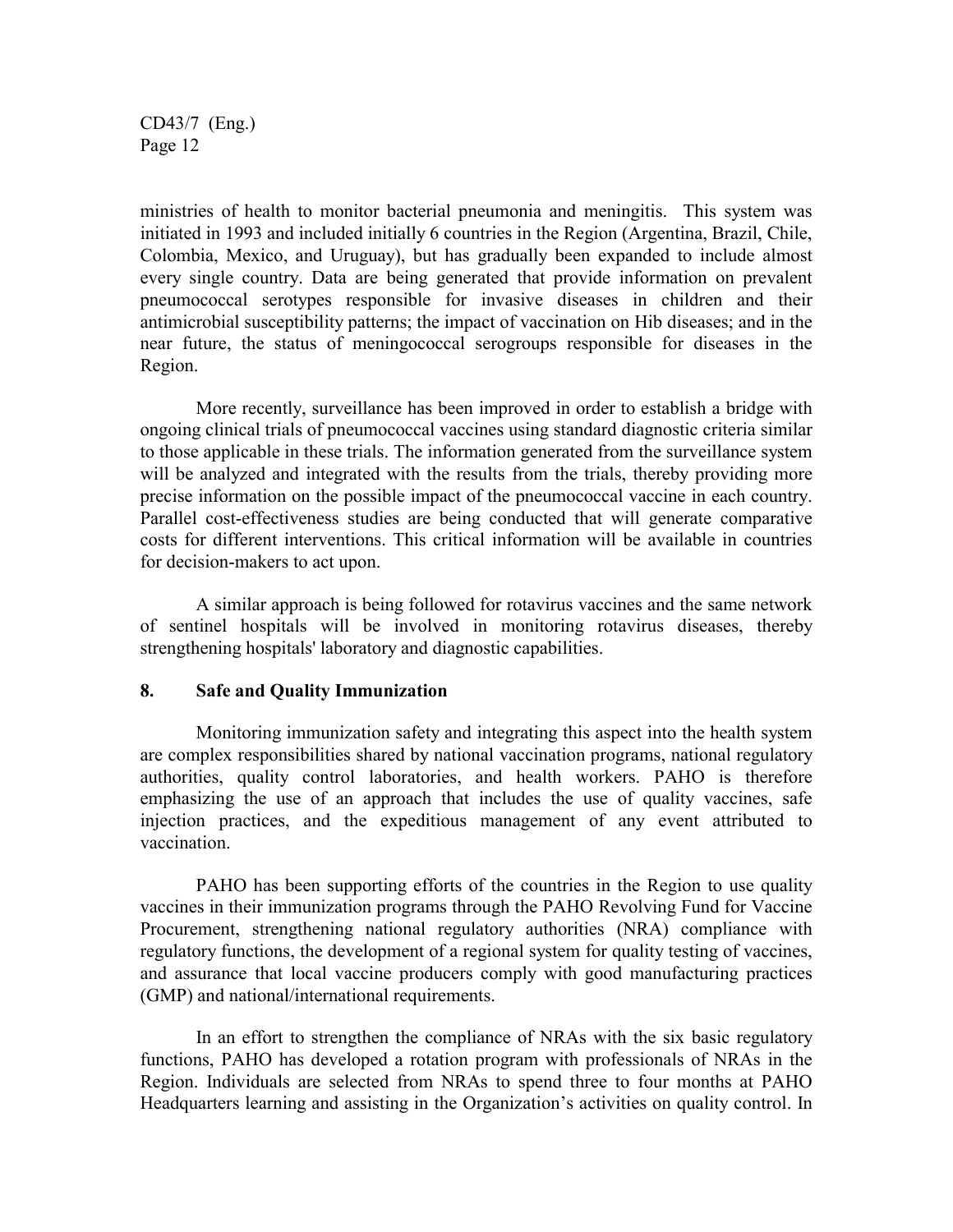ministries of health to monitor bacterial pneumonia and meningitis. This system was initiated in 1993 and included initially 6 countries in the Region (Argentina, Brazil, Chile, Colombia, Mexico, and Uruguay), but has gradually been expanded to include almost every single country. Data are being generated that provide information on prevalent pneumococcal serotypes responsible for invasive diseases in children and their antimicrobial susceptibility patterns; the impact of vaccination on Hib diseases; and in the near future, the status of meningococcal serogroups responsible for diseases in the Region.

More recently, surveillance has been improved in order to establish a bridge with ongoing clinical trials of pneumococcal vaccines using standard diagnostic criteria similar to those applicable in these trials. The information generated from the surveillance system will be analyzed and integrated with the results from the trials, thereby providing more precise information on the possible impact of the pneumococcal vaccine in each country. Parallel cost-effectiveness studies are being conducted that will generate comparative costs for different interventions. This critical information will be available in countries for decision-makers to act upon.

A similar approach is being followed for rotavirus vaccines and the same network of sentinel hospitals will be involved in monitoring rotavirus diseases, thereby strengthening hospitals' laboratory and diagnostic capabilities.

## 8. Safe and Quality Immunization

Monitoring immunization safety and integrating this aspect into the health system are complex responsibilities shared by national vaccination programs, national regulatory authorities, quality control laboratories, and health workers. PAHO is therefore emphasizing the use of an approach that includes the use of quality vaccines, safe injection practices, and the expeditious management of any event attributed to vaccination.

PAHO has been supporting efforts of the countries in the Region to use quality vaccines in their immunization programs through the PAHO Revolving Fund for Vaccine Procurement, strengthening national regulatory authorities (NRA) compliance with regulatory functions, the development of a regional system for quality testing of vaccines, and assurance that local vaccine producers comply with good manufacturing practices (GMP) and national/international requirements.

In an effort to strengthen the compliance of NRAs with the six basic regulatory functions, PAHO has developed a rotation program with professionals of NRAs in the Region. Individuals are selected from NRAs to spend three to four months at PAHO Headquarters learning and assisting in the Organization's activities on quality control. In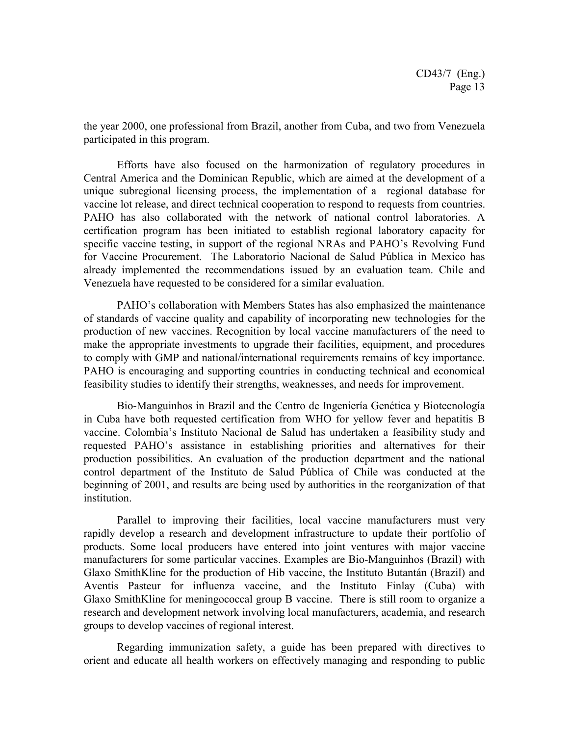the year 2000, one professional from Brazil, another from Cuba, and two from Venezuela participated in this program.

Efforts have also focused on the harmonization of regulatory procedures in Central America and the Dominican Republic, which are aimed at the development of a unique subregional licensing process, the implementation of a regional database for vaccine lot release, and direct technical cooperation to respond to requests from countries. PAHO has also collaborated with the network of national control laboratories. A certification program has been initiated to establish regional laboratory capacity for specific vaccine testing, in support of the regional NRAs and PAHO's Revolving Fund for Vaccine Procurement. The Laboratorio Nacional de Salud Pública in Mexico has already implemented the recommendations issued by an evaluation team. Chile and Venezuela have requested to be considered for a similar evaluation.

PAHO's collaboration with Members States has also emphasized the maintenance of standards of vaccine quality and capability of incorporating new technologies for the production of new vaccines. Recognition by local vaccine manufacturers of the need to make the appropriate investments to upgrade their facilities, equipment, and procedures to comply with GMP and national/international requirements remains of key importance. PAHO is encouraging and supporting countries in conducting technical and economical feasibility studies to identify their strengths, weaknesses, and needs for improvement.

Bio-Manguinhos in Brazil and the Centro de Ingeniería Genética y Biotecnología in Cuba have both requested certification from WHO for yellow fever and hepatitis B vaccine. Colombia's Instituto Nacional de Salud has undertaken a feasibility study and requested PAHO's assistance in establishing priorities and alternatives for their production possibilities. An evaluation of the production department and the national control department of the Instituto de Salud Pública of Chile was conducted at the beginning of 2001, and results are being used by authorities in the reorganization of that institution.

Parallel to improving their facilities, local vaccine manufacturers must very rapidly develop a research and development infrastructure to update their portfolio of products. Some local producers have entered into joint ventures with major vaccine manufacturers for some particular vaccines. Examples are Bio-Manguinhos (Brazil) with Glaxo SmithKline for the production of Hib vaccine, the Instituto Butantán (Brazil) and Aventis Pasteur for influenza vaccine, and the Instituto Finlay (Cuba) with Glaxo SmithKline for meningococcal group B vaccine. There is still room to organize a research and development network involving local manufacturers, academia, and research groups to develop vaccines of regional interest.

Regarding immunization safety, a guide has been prepared with directives to orient and educate all health workers on effectively managing and responding to public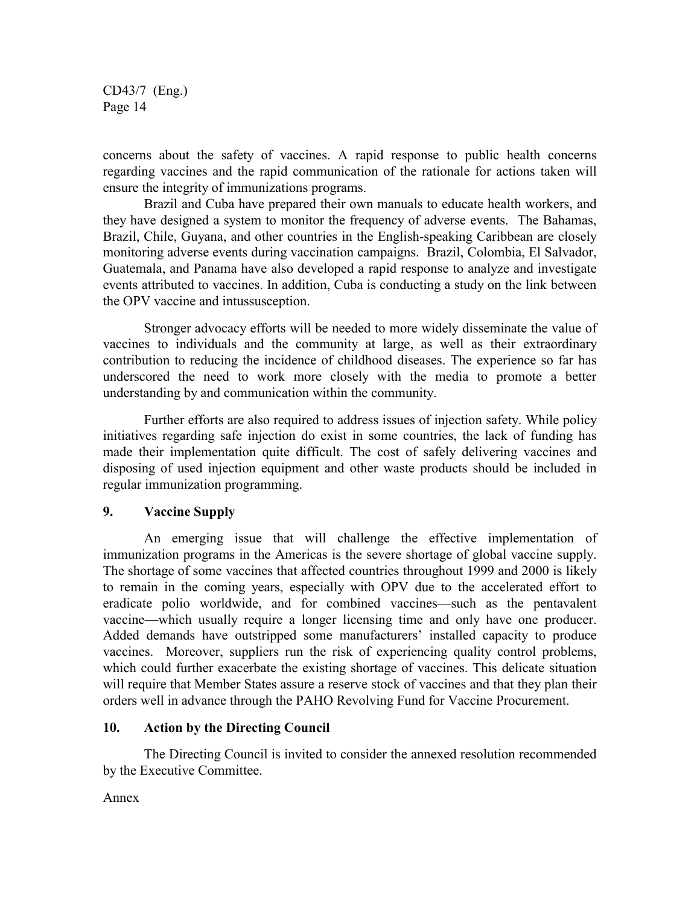concerns about the safety of vaccines. A rapid response to public health concerns regarding vaccines and the rapid communication of the rationale for actions taken will ensure the integrity of immunizations programs.

Brazil and Cuba have prepared their own manuals to educate health workers, and they have designed a system to monitor the frequency of adverse events. The Bahamas, Brazil, Chile, Guyana, and other countries in the English-speaking Caribbean are closely monitoring adverse events during vaccination campaigns. Brazil, Colombia, El Salvador, Guatemala, and Panama have also developed a rapid response to analyze and investigate events attributed to vaccines. In addition, Cuba is conducting a study on the link between the OPV vaccine and intussusception.

Stronger advocacy efforts will be needed to more widely disseminate the value of vaccines to individuals and the community at large, as well as their extraordinary contribution to reducing the incidence of childhood diseases. The experience so far has underscored the need to work more closely with the media to promote a better understanding by and communication within the community.

Further efforts are also required to address issues of injection safety. While policy initiatives regarding safe injection do exist in some countries, the lack of funding has made their implementation quite difficult. The cost of safely delivering vaccines and disposing of used injection equipment and other waste products should be included in regular immunization programming.

## 9. Vaccine Supply

An emerging issue that will challenge the effective implementation of immunization programs in the Americas is the severe shortage of global vaccine supply. The shortage of some vaccines that affected countries throughout 1999 and 2000 is likely to remain in the coming years, especially with OPV due to the accelerated effort to eradicate polio worldwide, and for combined vaccines—such as the pentavalent vaccine—which usually require a longer licensing time and only have one producer. Added demands have outstripped some manufacturers' installed capacity to produce vaccines. Moreover, suppliers run the risk of experiencing quality control problems, which could further exacerbate the existing shortage of vaccines. This delicate situation will require that Member States assure a reserve stock of vaccines and that they plan their orders well in advance through the PAHO Revolving Fund for Vaccine Procurement.

## 10. Action by the Directing Council

The Directing Council is invited to consider the annexed resolution recommended by the Executive Committee.

Annex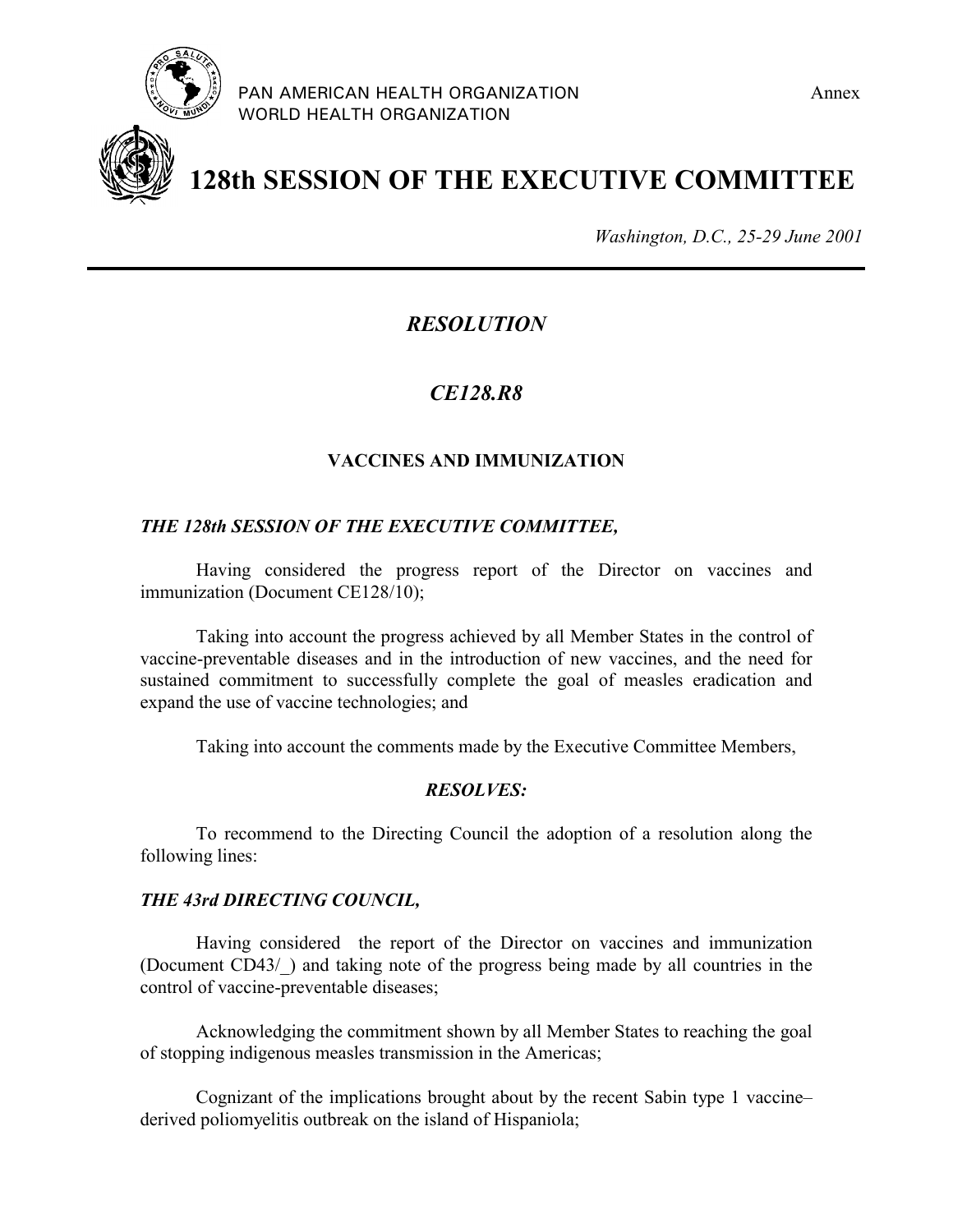PAN AMERICAN HEALTH ORGANIZATION
WORLD HEALTH ORGANIZATION

Annex

# 128th SESSION OF THE EXECUTIVE COMMITTEE

*Washington, D.C., 25-29 June 2001*

---

## *RESOLUTION*

## *CE128.R8*

### VACCINES AND IMMUNIZATION

***THE 128th SESSION OF THE EXECUTIVE COMMITTEE,***

Having considered the progress report of the Director on vaccines and immunization (Document CE128/10);

Taking into account the progress achieved by all Member States in the control of vaccine-preventable diseases and in the introduction of new vaccines, and the need for sustained commitment to successfully complete the goal of measles eradication and expand the use of vaccine technologies; and

Taking into account the comments made by the Executive Committee Members,

***RESOLVES:***

To recommend to the Directing Council the adoption of a resolution along the following lines:

***THE 43rd DIRECTING COUNCIL,***

Having considered the report of the Director on vaccines and immunization (Document CD43/_) and taking note of the progress being made by all countries in the control of vaccine-preventable diseases;

Acknowledging the commitment shown by all Member States to reaching the goal of stopping indigenous measles transmission in the Americas;

Cognizant of the implications brought about by the recent Sabin type 1 vaccine–derived poliomyelitis outbreak on the island of Hispaniola;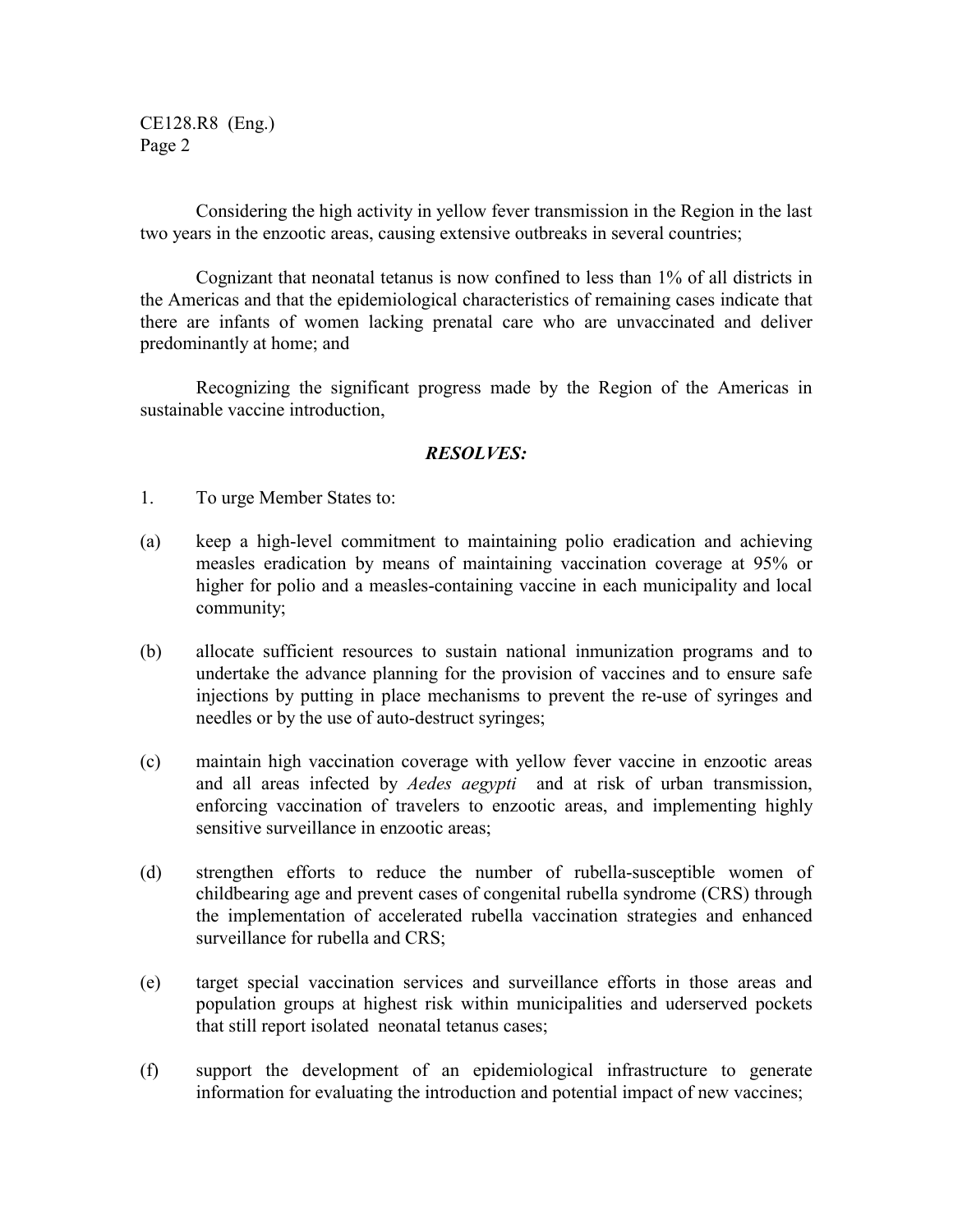Considering the high activity in yellow fever transmission in the Region in the last two years in the enzootic areas, causing extensive outbreaks in several countries;

Cognizant that neonatal tetanus is now confined to less than 1% of all districts in the Americas and that the epidemiological characteristics of remaining cases indicate that there are infants of women lacking prenatal care who are unvaccinated and deliver predominantly at home; and

Recognizing the significant progress made by the Region of the Americas in sustainable vaccine introduction,

***RESOLVES:***

1. To urge Member States to:

(a) keep a high-level commitment to maintaining polio eradication and achieving measles eradication by means of maintaining vaccination coverage at 95% or higher for polio and a measles-containing vaccine in each municipality and local community;

(b) allocate sufficient resources to sustain national inmunization programs and to undertake the advance planning for the provision of vaccines and to ensure safe injections by putting in place mechanisms to prevent the re-use of syringes and needles or by the use of auto-destruct syringes;

(c) maintain high vaccination coverage with yellow fever vaccine in enzootic areas and all areas infected by *Aedes aegypti* and at risk of urban transmission, enforcing vaccination of travelers to enzootic areas, and implementing highly sensitive surveillance in enzootic areas;

(d) strengthen efforts to reduce the number of rubella-susceptible women of childbearing age and prevent cases of congenital rubella syndrome (CRS) through the implementation of accelerated rubella vaccination strategies and enhanced surveillance for rubella and CRS;

(e) target special vaccination services and surveillance efforts in those areas and population groups at highest risk within municipalities and uderserved pockets that still report isolated neonatal tetanus cases;

(f) support the development of an epidemiological infrastructure to generate information for evaluating the introduction and potential impact of new vaccines;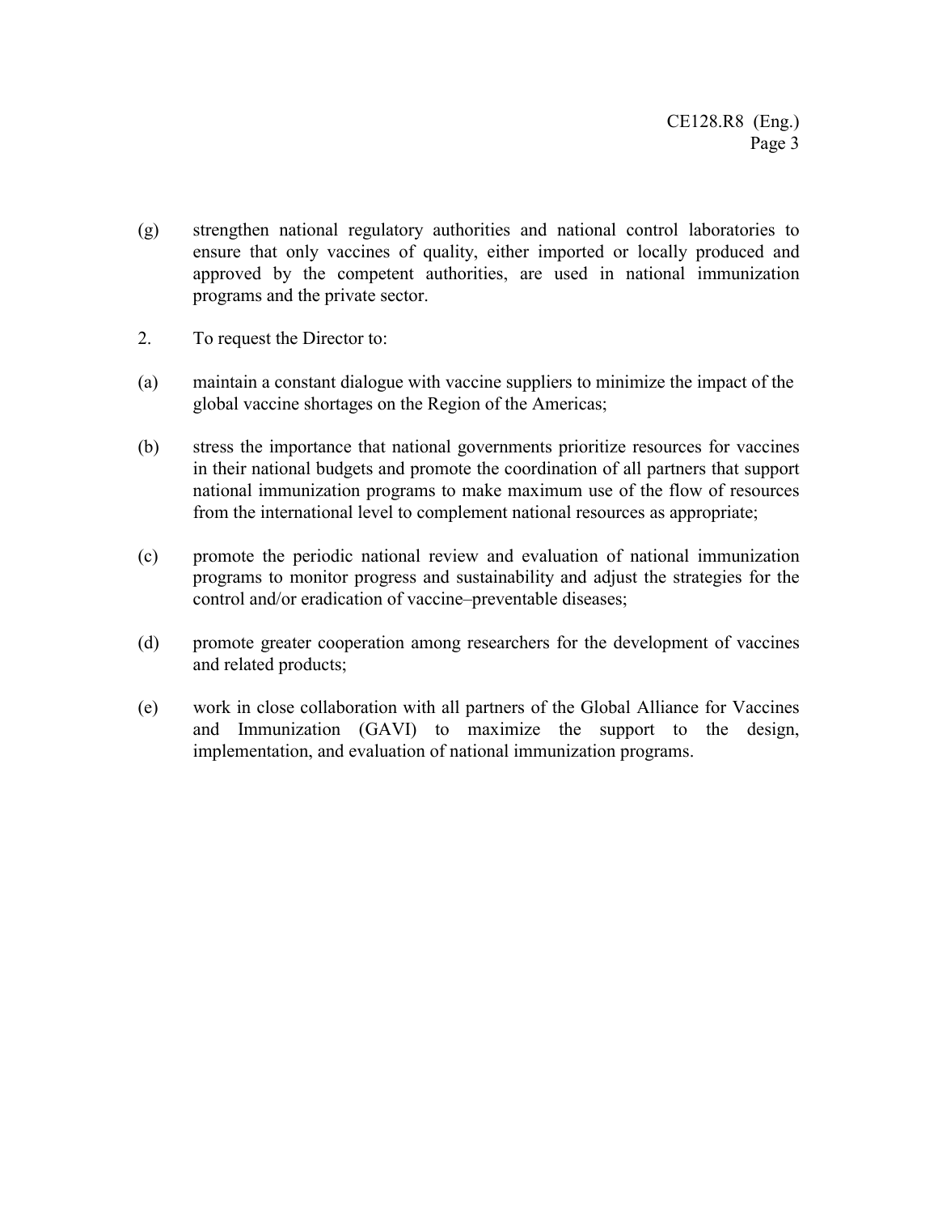(g) strengthen national regulatory authorities and national control laboratories to ensure that only vaccines of quality, either imported or locally produced and approved by the competent authorities, are used in national immunization programs and the private sector.

2. To request the Director to:

(a) maintain a constant dialogue with vaccine suppliers to minimize the impact of the global vaccine shortages on the Region of the Americas;

(b) stress the importance that national governments prioritize resources for vaccines in their national budgets and promote the coordination of all partners that support national immunization programs to make maximum use of the flow of resources from the international level to complement national resources as appropriate;

(c) promote the periodic national review and evaluation of national immunization programs to monitor progress and sustainability and adjust the strategies for the control and/or eradication of vaccine–preventable diseases;

(d) promote greater cooperation among researchers for the development of vaccines and related products;

(e) work in close collaboration with all partners of the Global Alliance for Vaccines and Immunization (GAVI) to maximize the support to the design, implementation, and evaluation of national immunization programs.